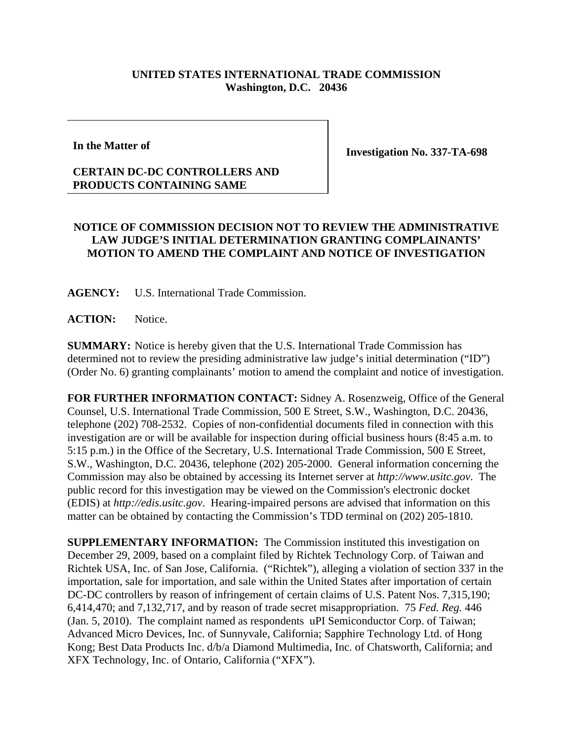**UNITED STATES INTERNATIONAL TRADE COMMISSION**
**Washington, D.C. 20436**

| In the Matter of<br><br>**CERTAIN DC-DC CONTROLLERS AND PRODUCTS CONTAINING SAME** | **Investigation No. 337-TA-698** |
|---|---|

**NOTICE OF COMMISSION DECISION NOT TO REVIEW THE ADMINISTRATIVE LAW JUDGE'S INITIAL DETERMINATION GRANTING COMPLAINANTS' MOTION TO AMEND THE COMPLAINT AND NOTICE OF INVESTIGATION**

**AGENCY:** U.S. International Trade Commission.

**ACTION:** Notice.

**SUMMARY:** Notice is hereby given that the U.S. International Trade Commission has determined not to review the presiding administrative law judge's initial determination ("ID") (Order No. 6) granting complainants' motion to amend the complaint and notice of investigation.

**FOR FURTHER INFORMATION CONTACT:** Sidney A. Rosenzweig, Office of the General Counsel, U.S. International Trade Commission, 500 E Street, S.W., Washington, D.C. 20436, telephone (202) 708-2532. Copies of non-confidential documents filed in connection with this investigation are or will be available for inspection during official business hours (8:45 a.m. to 5:15 p.m.) in the Office of the Secretary, U.S. International Trade Commission, 500 E Street, S.W., Washington, D.C. 20436, telephone (202) 205-2000. General information concerning the Commission may also be obtained by accessing its Internet server at *http://www.usitc.gov*. The public record for this investigation may be viewed on the Commission's electronic docket (EDIS) at *http://edis.usitc.gov*. Hearing-impaired persons are advised that information on this matter can be obtained by contacting the Commission's TDD terminal on (202) 205-1810.

**SUPPLEMENTARY INFORMATION:** The Commission instituted this investigation on December 29, 2009, based on a complaint filed by Richtek Technology Corp. of Taiwan and Richtek USA, Inc. of San Jose, California. ("Richtek"), alleging a violation of section 337 in the importation, sale for importation, and sale within the United States after importation of certain DC-DC controllers by reason of infringement of certain claims of U.S. Patent Nos. 7,315,190; 6,414,470; and 7,132,717, and by reason of trade secret misappropriation. 75 *Fed. Reg.* 446 (Jan. 5, 2010). The complaint named as respondents uPI Semiconductor Corp. of Taiwan; Advanced Micro Devices, Inc. of Sunnyvale, California; Sapphire Technology Ltd. of Hong Kong; Best Data Products Inc. d/b/a Diamond Multimedia, Inc. of Chatsworth, California; and XFX Technology, Inc. of Ontario, California ("XFX").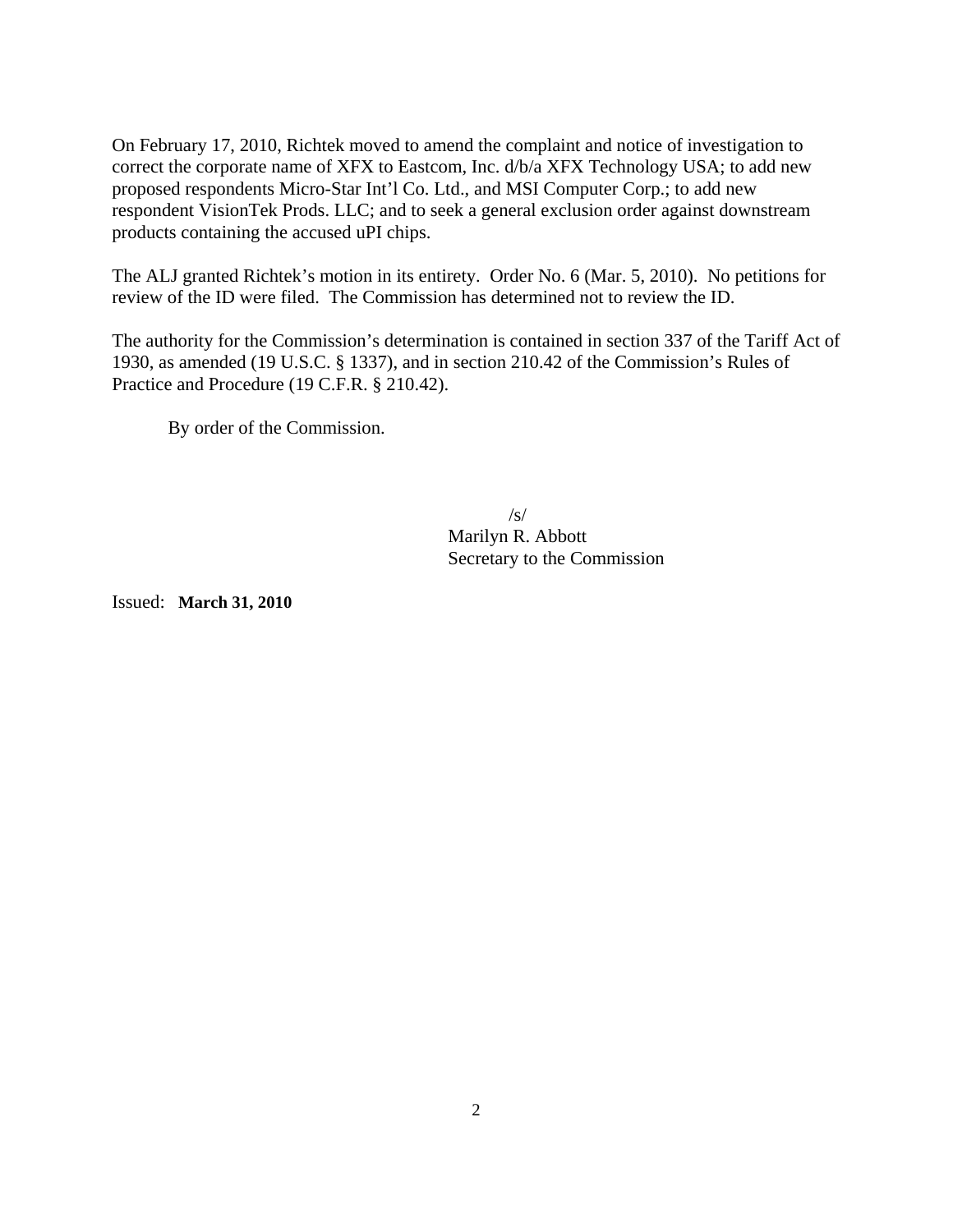On February 17, 2010, Richtek moved to amend the complaint and notice of investigation to correct the corporate name of XFX to Eastcom, Inc. d/b/a XFX Technology USA; to add new proposed respondents Micro-Star Int'l Co. Ltd., and MSI Computer Corp.; to add new respondent VisionTek Prods. LLC; and to seek a general exclusion order against downstream products containing the accused uPI chips.

The ALJ granted Richtek's motion in its entirety. Order No. 6 (Mar. 5, 2010). No petitions for review of the ID were filed. The Commission has determined not to review the ID.

The authority for the Commission's determination is contained in section 337 of the Tariff Act of 1930, as amended (19 U.S.C. § 1337), and in section 210.42 of the Commission's Rules of Practice and Procedure (19 C.F.R. § 210.42).

By order of the Commission.

/s/
Marilyn R. Abbott
Secretary to the Commission

Issued: **March 31, 2010**